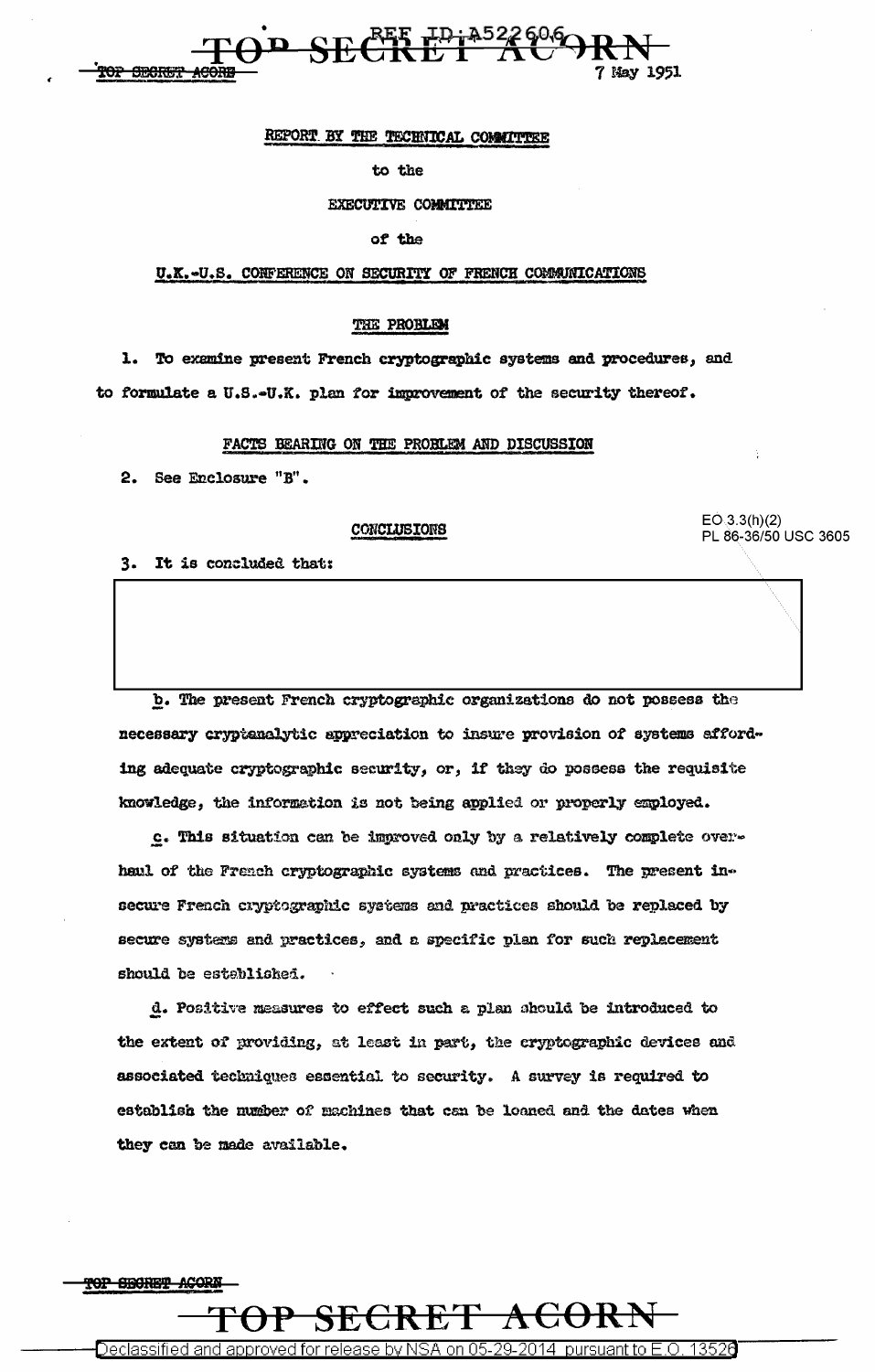7 May 1951

REPORT BY THE TECHNICAL COMMITTEE

to the

EXECUTIVE COMMITTEE

of the

U.K.-U.S. CONFERENCE ON SECURITY OF FRENCH COMMUNICATIONS

THE PROBLEM

1. To examine present French cryptographic systems and procedures, and to formulate a U.S.-U.K. plan for improvement of the security thereof.

FACTS BEARING ON THE PROBLEM AND DISCUSSION

2. See Enclosure "B".

CONCLUSIONS

EO 3.3(h)(2)
PL 86-36/50 USC 3605

3. It is concluded that:

b. The present French cryptographic organizations do not possess the necessary cryptanalytic appreciation to insure provision of systems affording adequate cryptographic security, or, if they do possess the requisite knowledge, the information is not being applied or properly employed.

c. This situation can be improved only by a relatively complete overhaul of the French cryptographic systems and practices. The present insecure French cryptographic systems and practices should be replaced by secure systems and practices, and a specific plan for such replacement should be established.

d. Positive measures to effect such a plan should be introduced to the extent of providing, at least in part, the cryptographic devices and associated techniques essential to security. A survey is required to establish the number of machines that can be loaned and the dates when they can be made available.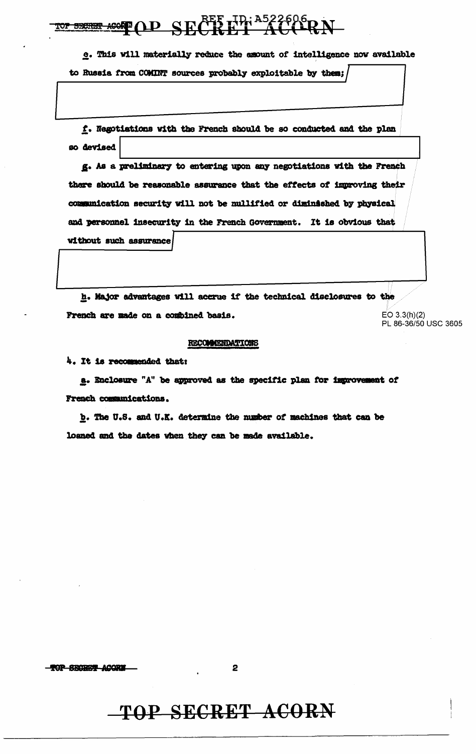e. This will materially reduce the amount of intelligence now available to Russia from COMINT sources probably exploitable by them;

f. Negotiations with the French should be so conducted and the plan so devised

g. As a preliminary to entering upon any negotiations with the French there should be reasonable assurance that the effects of improving their communication security will not be nullified or diminished by physical and personnel insecurity in the French Government. It is obvious that without such assurance

h. Major advantages will accrue if the technical disclosures to the French are made on a combined basis.

EO 3.3(h)(2)
PL 86-36/50 USC 3605

RECOMMENDATIONS

4. It is recommended that:

a. Enclosure "A" be approved as the specific plan for improvement of French communications.

b. The U.S. and U.K. determine the number of machines that can be loaned and the dates when they can be made available.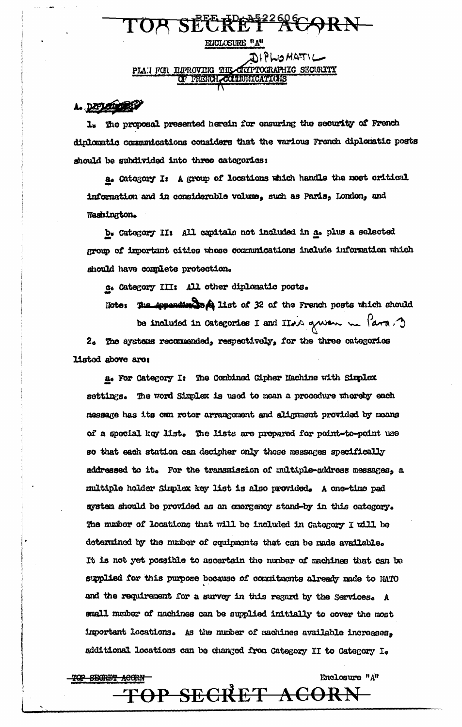# TOP SECRET ACORN

ENCLOSURE "A"

## PLAN FOR IMPROVING THE CRYPTOGRAPHIC SECURITY OF FRENCH DIPLOMATIC COMMUNICATIONS

A. ~~DIPLOMATIC~~

1. The proposal presented herein for ensuring the security of French diplomatic communications considers that the various French diplomatic posts should be subdivided into three categories:

   a. Category I: A group of locations which handle the most critical information and in considerable volume, such as Paris, London, and Washington.

   b. Category II: All capitals not included in a. plus a selected group of important cities whose communications include information which should have complete protection.

   c. Category III: All other diplomatic posts.

   Note: ~~The Appendix is~~ A list of 32 of the French posts which should be included in Categories I and II is given in Para. 3

2. The systems recommended, respectively, for the three categories listed above are:

   a. For Category I: The Combined Cipher Machine with Simplex settings. The word Simplex is used to mean a procedure whereby each message has its own rotor arrangement and alignment provided by means of a special key list. The lists are prepared for point-to-point use so that each station can decipher only those messages specifically addressed to it. For the transmission of multiple-address messages, a multiple holder Simplex key list is also provided. A one-time pad system should be provided as an emergency stand-by in this category. The number of locations that will be included in Category I will be determined by the number of equipments that can be made available. It is not yet possible to ascertain the number of machines that can be supplied for this purpose because of commitments already made to NATO and the requirement for a survey in this regard by the Services. A small number of machines can be supplied initially to cover the most important locations. As the number of machines available increases, additional locations can be changed from Category II to Category I.

~~TOP SECRET ACORN~~ Enclosure "A"

TOP SECRET ACORN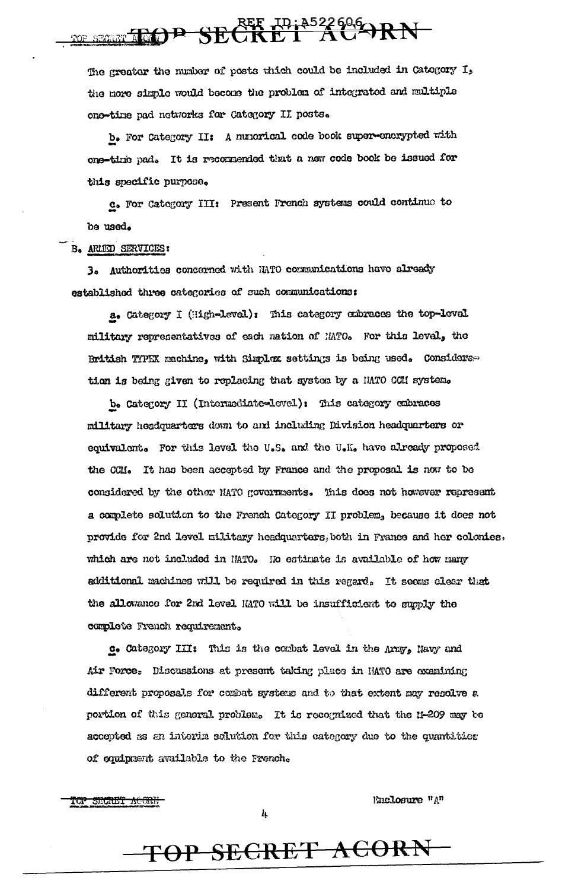The greater the number of posts which could be included in Category I, the more simple would become the problem of integrated and multiple one-time pad networks for Category II posts.

b. For Category II: A numerical code book super-encrypted with one-time pad. It is recommended that a new code book be issued for this specific purpose.

c. For Category III: Present French systems could continue to be used.

B. ARMED SERVICES:

3. Authorities concerned with NATO communications have already established three categories of such communications:

a. Category I (High-level): This category embraces the top-level military representatives of each nation of NATO. For this level, the British TYPEX machine, with Simplex settings is being used. Consideration is being given to replacing that system by a NATO CCM system.

b. Category II (Intermediate-level): This category embraces military headquarters down to and including Division headquarters or equivalent. For this level the U.S. and the U.K. have already proposed the CCM. It has been accepted by France and the proposal is now to be considered by the other NATO governments. This does not however represent a complete solution to the French Category II problem, because it does not provide for 2nd level military headquarters, both in France and her colonies, which are not included in NATO. No estimate is available of how many additional machines will be required in this regard. It seems clear that the allowance for 2nd level NATO will be insufficient to supply the complete French requirement.

c. Category III: This is the combat level in the Army, Navy and Air Force. Discussions at present taking place in NATO are examining different proposals for combat systems and to that extent may resolve a portion of this general problem. It is recognized that the M-209 may be accepted as an interim solution for this category due to the quantities of equipment available to the French.

Enclosure "A"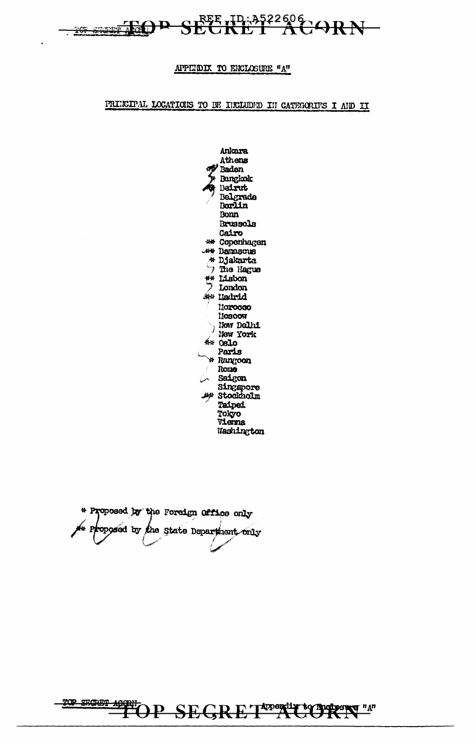APPENDIX TO ENCLOSURE "A"

PRINCIPAL LOCATIONS TO BE INCLUDED IN CATEGORIES I AND II

Ankara
Athens
** Baden
* Bangkok
** Beirut
Belgrade
Berlin
Bonn
Brussels
Cairo
** Copenhagen
** Damascus
* Djakarta
The Hague
** Lisbon
London
** Madrid
Morocco
Moscow
New Delhi
New York
** Oslo
Paris
* Rangoon
Rome
Saigon
Singapore
** Stockholm
Taipei
Tokyo
Vienna
Washington

\* Proposed by the Foreign Office only
** Proposed by the State Department only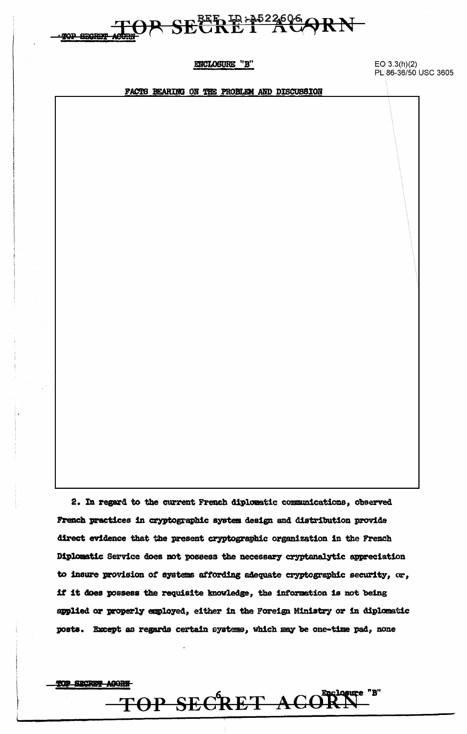ENCLOSURE "B"

EO 3.3(h)(2)
PL 86-36/50 USC 3605

FACTS BEARING ON THE PROBLEM AND DISCUSSION

2. In regard to the current French diplomatic communications, observed French practices in cryptographic system design and distribution provide direct evidence that the present cryptographic organization in the French Diplomatic Service does not possess the necessary cryptanalytic appreciation to insure provision of systems affording adequate cryptographic security, or, if it does possess the requisite knowledge, the information is not being applied or properly employed, either in the Foreign Ministry or in diplomatic posts. Except as regards certain systems, which may be one-time pad, none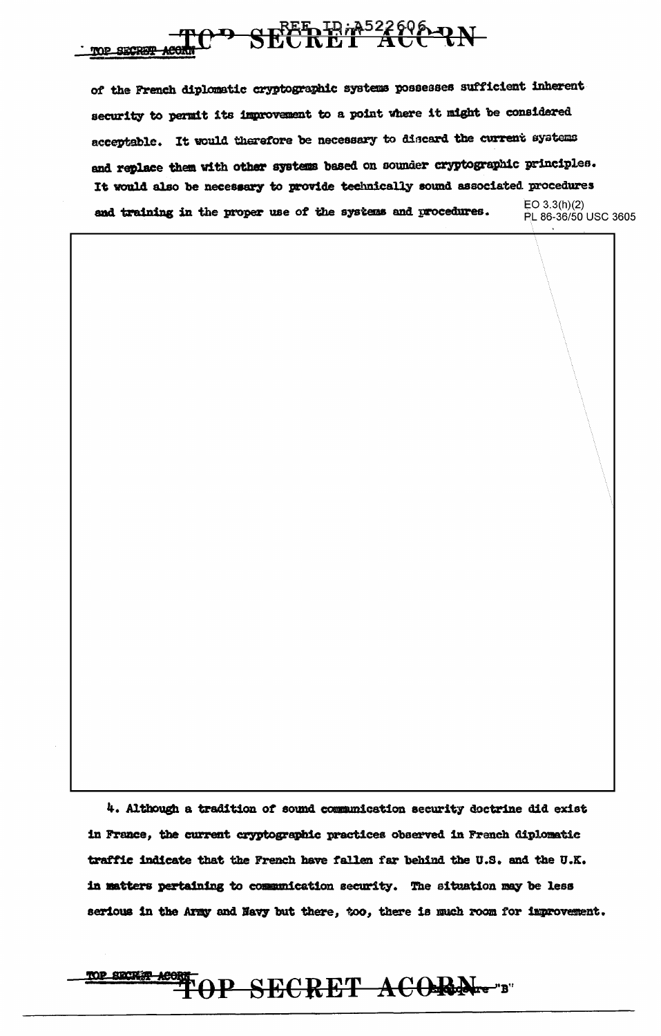of the French diplomatic cryptographic systems possesses sufficient inherent security to permit its improvement to a point where it might be considered acceptable. It would therefore be necessary to discard the current systems and replace them with other systems based on sounder cryptographic principles. It would also be necessary to provide technically sound associated procedures and training in the proper use of the systems and procedures.

EO 3.3(h)(2)
PL 86-36/50 USC 3605

4. Although a tradition of sound communication security doctrine did exist in France, the current cryptographic practices observed in French diplomatic traffic indicate that the French have fallen far behind the U.S. and the U.K. in matters pertaining to communication security. The situation may be less serious in the Army and Navy but there, too, there is much room for improvement.

Enclosure "B"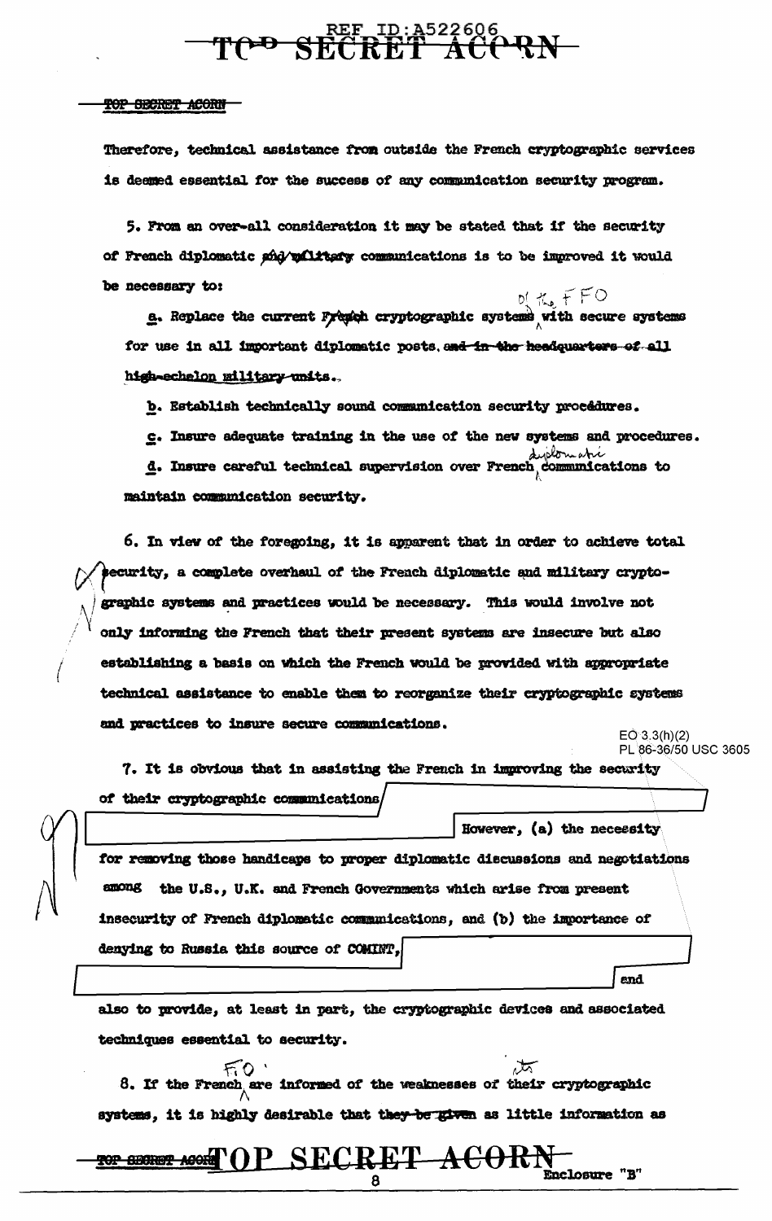Therefore, technical assistance from outside the French cryptographic services is deemed essential for the success of any communication security program.

5. From an over-all consideration it may be stated that if the security of French diplomatic ~~and military~~ communications is to be improved it would be necessary to:

a. Replace the current ~~French~~ cryptographic systems of the FFO with secure systems for use in all important diplomatic posts. ~~and in the headquarters of all high-echelon military units.~~

b. Establish technically sound communication security procedures.

c. Insure adequate training in the use of the new systems and procedures.

d. Insure careful technical supervision over French diplomatic communications to maintain communication security.

6. In view of the foregoing, it is apparent that in order to achieve total security, a complete overhaul of the French diplomatic and military cryptographic systems and practices would be necessary. This would involve not only informing the French that their present systems are insecure but also establishing a basis on which the French would be provided with appropriate technical assistance to enable them to reorganize their cryptographic systems and practices to insure secure communications.

EO 3.3(h)(2)
PL 86-36/50 USC 3605

7. It is obvious that in assisting the French in improving the security of their cryptographic communications [REDACTED] However, (a) the necessity for removing those handicaps to proper diplomatic discussions and negotiations among the U.S., U.K. and French Governments which arise from present insecurity of French diplomatic communications, and (b) the importance of denying to Russia this source of COMINT, [REDACTED] and also to provide, at least in part, the cryptographic devices and associated techniques essential to security.

8. If the French FO are informed of the weaknesses of their its cryptographic systems, it is highly desirable that ~~they be given~~ as little information as

Enclosure "B"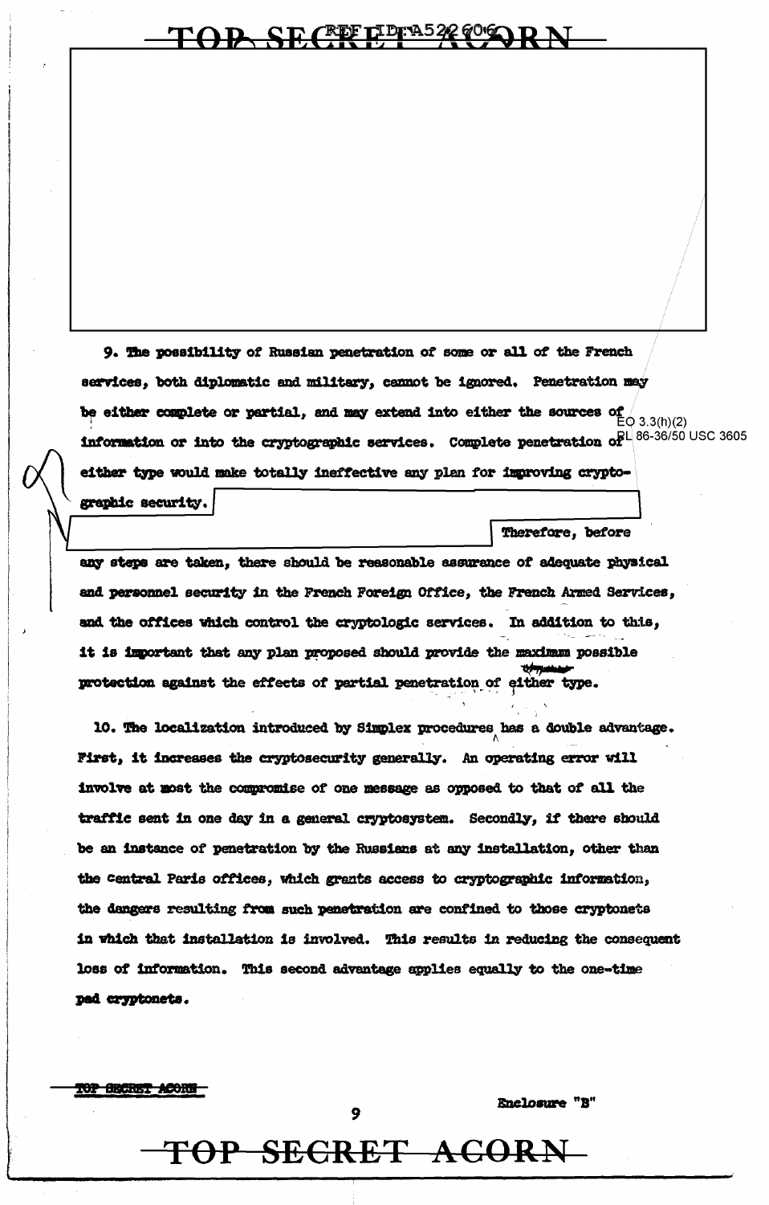9. The possibility of Russian penetration of some or all of the French services, both diplomatic and military, cannot be ignored. Penetration may be either complete or partial, and may extend into either the sources of information or into the cryptographic services. Complete penetration of either type would make totally ineffective any plan for improving cryptographic security.

Therefore, before any steps are taken, there should be reasonable assurance of adequate physical and personnel security in the French Foreign Office, the French Armed Services, and the offices which control the cryptologic services. In addition to this, it is important that any plan proposed should provide the maximum possible protection against the effects of partial penetration of either type.

10. The localization introduced by Simplex procedures has a double advantage. First, it increases the cryptosecurity generally. An operating error will involve at most the compromise of one message as opposed to that of all the traffic sent in one day in a general cryptosystem. Secondly, if there should be an instance of penetration by the Russians at any installation, other than the Central Paris offices, which grants access to cryptographic information, the dangers resulting from such penetration are confined to those cryptonets in which that installation is involved. This results in reducing the consequent loss of information. This second advantage applies equally to the one-time pad cryptonets.

Enclosure "B"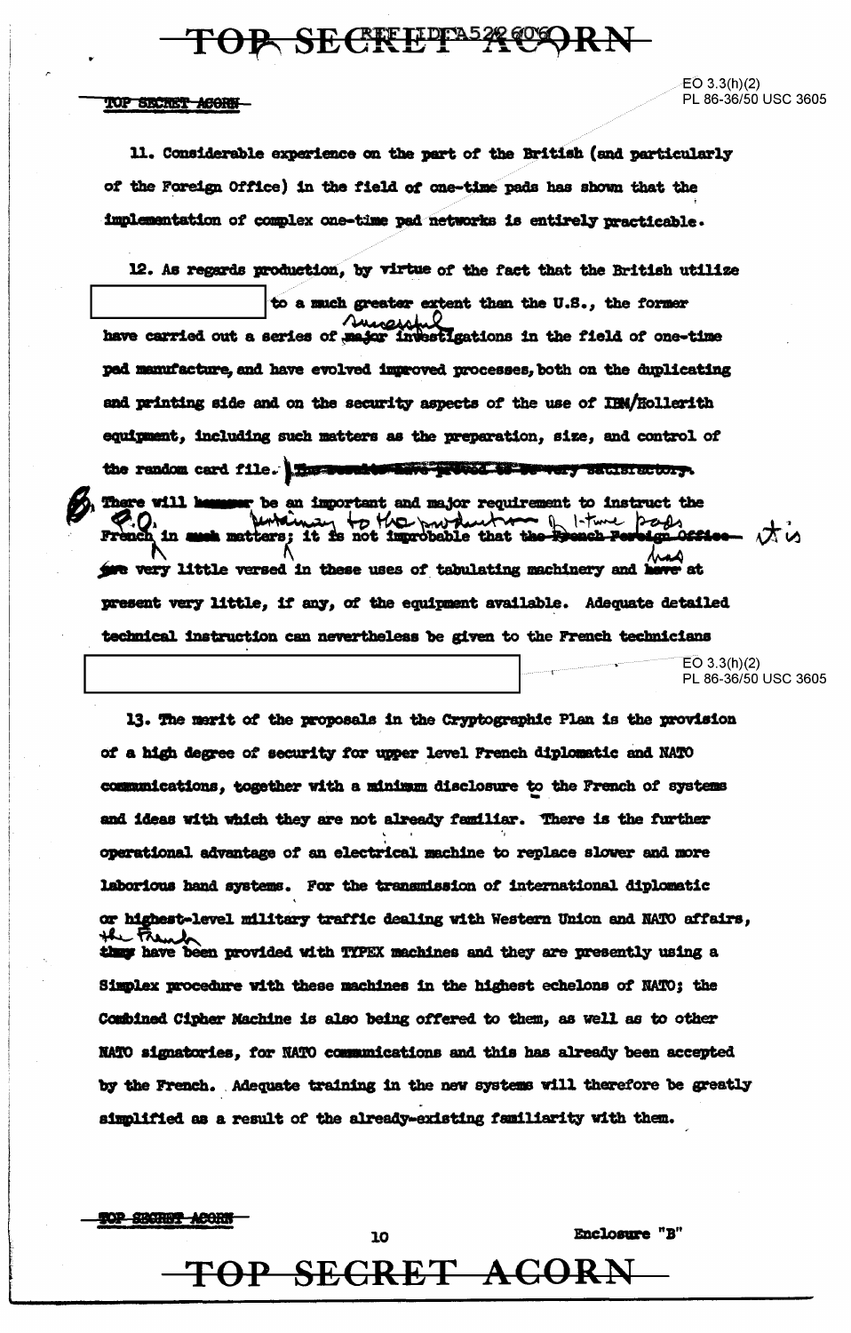EO 3.3(h)(2)
PL 86-36/50 USC 3605

11. Considerable experience on the part of the British (and particularly of the Foreign Office) in the field of one-time pads has shown that the implementation of complex one-time pad networks is entirely practicable.

12. As regards production, by virtue of the fact that the British utilize [REDACTED] to a much greater extent than the U.S., the former have carried out a series of successful investigations in the field of one-time pad manufacture, and have evolved improved processes, both on the duplicating and printing side and on the security aspects of the use of IBM/Hollerith equipment, including such matters as the preparation, size, and control of the random card file. ~~The results have proved to be very satisfactory.~~ There will be an important and major requirement to instruct the French F.O. in matters pertaining to the production of 1-time pads; it is not improbable that it is very little versed in these uses of tabulating machinery and has at present very little, if any, of the equipment available. Adequate detailed technical instruction can nevertheless be given to the French technicians [REDACTED]

EO 3.3(h)(2)
PL 86-36/50 USC 3605

13. The merit of the proposals in the Cryptographic Plan is the provision of a high degree of security for upper level French diplomatic and NATO communications, together with a minimum disclosure to the French of systems and ideas with which they are not already familiar. There is the further operational advantage of an electrical machine to replace slower and more laborious hand systems. For the transmission of international diplomatic or highest-level military traffic dealing with Western Union and NATO affairs, the French have been provided with TYPEX machines and they are presently using a Simplex procedure with these machines in the highest echelons of NATO; the Combined Cipher Machine is also being offered to them, as well as to other NATO signatories, for NATO communications and this has already been accepted by the French. Adequate training in the new systems will therefore be greatly simplified as a result of the already-existing familiarity with them.

Enclosure "B"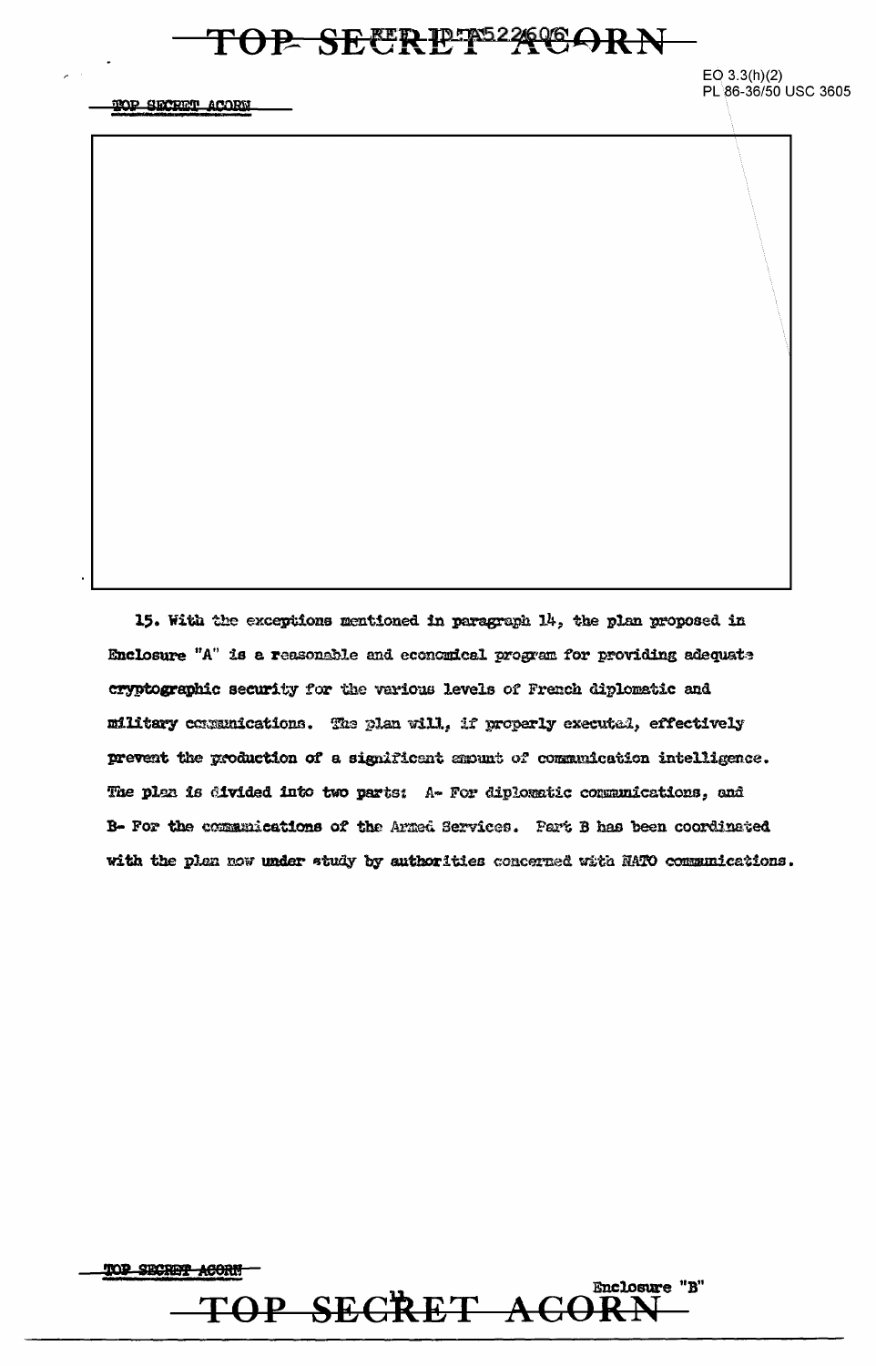EO 3.3(h)(2)
PL 86-36/50 USC 3605

15. With the exceptions mentioned in paragraph 14, the plan proposed in Enclosure "A" is a reasonable and economical program for providing adequate cryptographic security for the various levels of French diplomatic and military communications. The plan will, if properly executed, effectively prevent the production of a significant amount of communication intelligence. The plan is divided into two parts: A- For diplomatic communications, and B- For the communications of the Armed Services. Part B has been coordinated with the plan now under study by authorities concerned with NATO communications.

Enclosure "B"